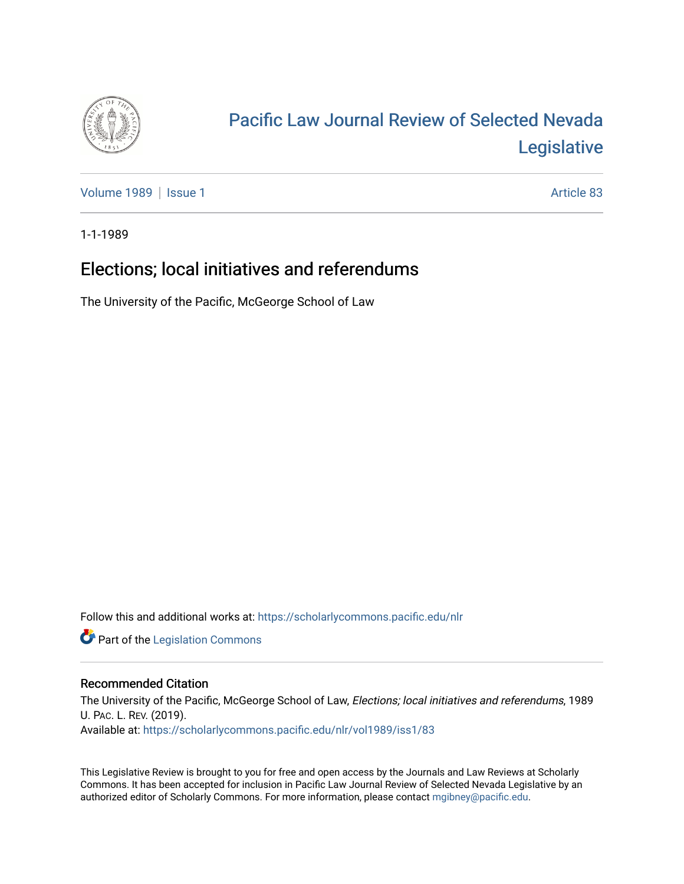# Pacific Law Journal Review of Selected Nevada Legislative

Volume 1989 | Issue 1 Article 83

1-1-1989

## Elections; local initiatives and referendums

The University of the Pacific, McGeorge School of Law

Follow this and additional works at: https://scholarlycommons.pacific.edu/nlr

Part of the Legislation Commons

### Recommended Citation

The University of the Pacific, McGeorge School of Law, *Elections; local initiatives and referendums*, 1989 U. PAC. L. REV. (2019).
Available at: https://scholarlycommons.pacific.edu/nlr/vol1989/iss1/83

This Legislative Review is brought to you for free and open access by the Journals and Law Reviews at Scholarly Commons. It has been accepted for inclusion in Pacific Law Journal Review of Selected Nevada Legislative by an authorized editor of Scholarly Commons. For more information, please contact mgibney@pacific.edu.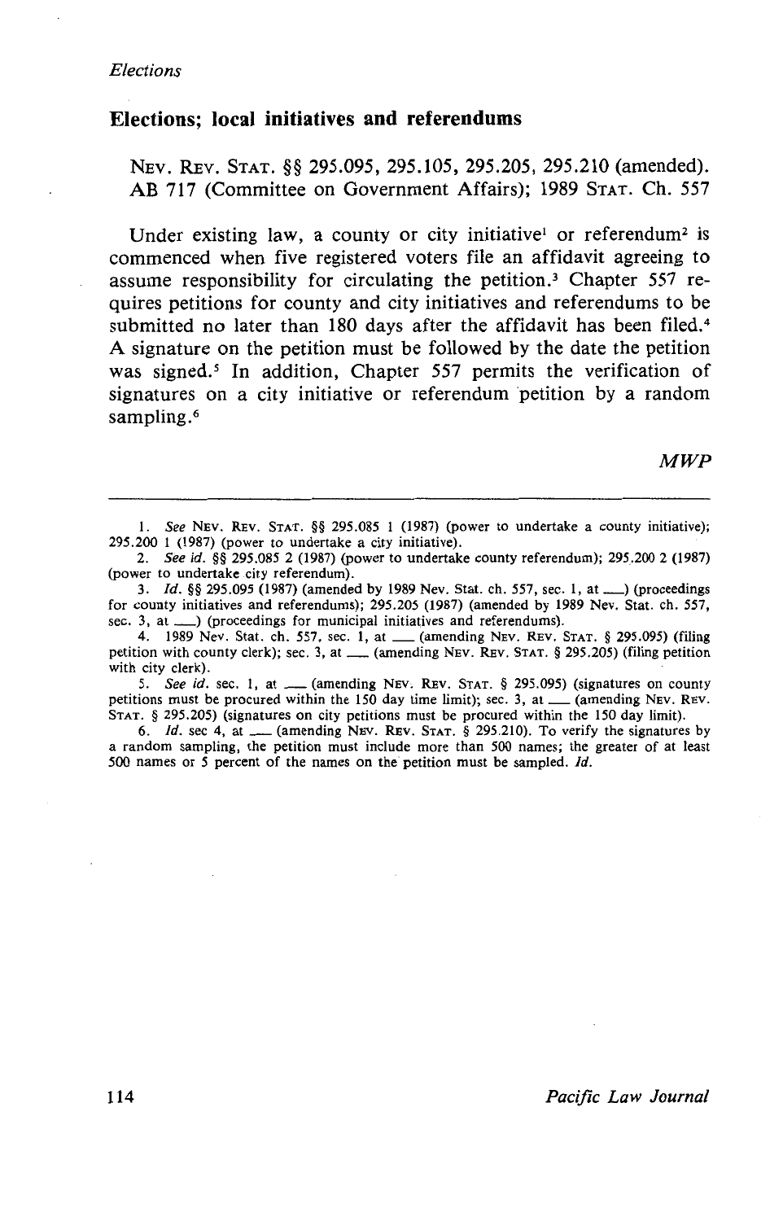## Elections; local initiatives and referendums

NEV. REV. STAT. §§ 295.095, 295.105, 295.205, 295.210 (amended).
AB 717 (Committee on Government Affairs); 1989 STAT. Ch. 557

Under existing law, a county or city initiative[1] or referendum[2] is commenced when five registered voters file an affidavit agreeing to assume responsibility for circulating the petition.[3] Chapter 557 requires petitions for county and city initiatives and referendums to be submitted no later than 180 days after the affidavit has been filed.[4] A signature on the petition must be followed by the date the petition was signed.[5] In addition, Chapter 557 permits the verification of signatures on a city initiative or referendum petition by a random sampling.[6]

*MWP*

---

1. *See* NEV. REV. STAT. §§ 295.085 1 (1987) (power to undertake a county initiative); 295.200 1 (1987) (power to undertake a city initiative).
2. *See id.* §§ 295.085 2 (1987) (power to undertake county referendum); 295.200 2 (1987) (power to undertake city referendum).
3. *Id.* §§ 295.095 (1987) (amended by 1989 Nev. Stat. ch. 557, sec. 1, at \_\_) (proceedings for county initiatives and referendums); 295.205 (1987) (amended by 1989 Nev. Stat. ch. 557, sec. 3, at \_\_) (proceedings for municipal initiatives and referendums).
4. 1989 Nev. Stat. ch. 557, sec. 1, at \_\_ (amending NEV. REV. STAT. § 295.095) (filing petition with county clerk); sec. 3, at \_\_ (amending NEV. REV. STAT. § 295.205) (filing petition with city clerk).
5. *See id.* sec. 1, at \_\_ (amending NEV. REV. STAT. § 295.095) (signatures on county petitions must be procured within the 150 day time limit); sec. 3, at \_\_ (amending NEV. REV. STAT. § 295.205) (signatures on city petitions must be procured within the 150 day limit).
6. *Id.* sec 4, at \_\_ (amending NEV. REV. STAT. § 295.210). To verify the signatures by a random sampling, the petition must include more than 500 names; the greater of at least 500 names or 5 percent of the names on the petition must be sampled. *Id.*